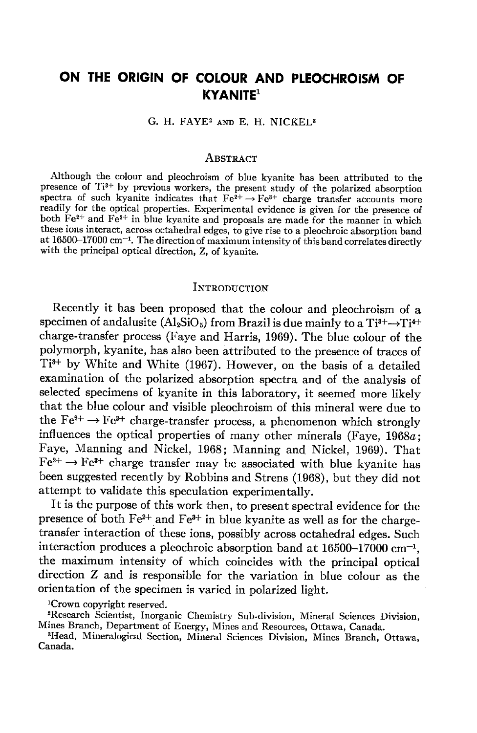# ON THE ORIGIN OF COLOUR AND PLEOCHROISM OF KYANITE[1]

G. H. FAYE[2] AND E. H. NICKEL[3]

## Abstract

Although the colour and pleochroism of blue kyanite has been attributed to the presence of $Ti^{3+}$ by previous workers, the present study of the polarized absorption spectra of such kyanite indicates that $Fe^{2+} \rightarrow Fe^{3+}$ charge transfer accounts more readily for the optical properties. Experimental evidence is given for the presence of both $Fe^{2+}$ and $Fe^{3+}$ in blue kyanite and proposals are made for the manner in which these ions interact, across octahedral edges, to give rise to a pleochroic absorption band at 16500–17000 $cm^{-1}$. The direction of maximum intensity of this band correlates directly with the principal optical direction, Z, of kyanite.

## Introduction

Recently it has been proposed that the colour and pleochroism of a specimen of andalusite ($Al_2SiO_5$) from Brazil is due mainly to a $Ti^{3+} \rightarrow Ti^{4+}$ charge-transfer process (Faye and Harris, 1969). The blue colour of the polymorph, kyanite, has also been attributed to the presence of traces of $Ti^{3+}$ by White and White (1967). However, on the basis of a detailed examination of the polarized absorption spectra and of the analysis of selected specimens of kyanite in this laboratory, it seemed more likely that the blue colour and visible pleochroism of this mineral were due to the $Fe^{2+} \rightarrow Fe^{3+}$ charge-transfer process, a phenomenon which strongly influences the optical properties of many other minerals (Faye, 1968*a*; Faye, Manning and Nickel, 1968; Manning and Nickel, 1969). That $Fe^{2+} \rightarrow Fe^{3+}$ charge transfer may be associated with blue kyanite has been suggested recently by Robbins and Strens (1968), but they did not attempt to validate this speculation experimentally.

It is the purpose of this work then, to present spectral evidence for the presence of both $Fe^{2+}$ and $Fe^{3+}$ in blue kyanite as well as for the charge-transfer interaction of these ions, possibly across octahedral edges. Such interaction produces a pleochroic absorption band at 16500–17000 $cm^{-1}$, the maximum intensity of which coincides with the principal optical direction Z and is responsible for the variation in blue colour as the orientation of the specimen is varied in polarized light.

[1]Crown copyright reserved.

[2]Research Scientist, Inorganic Chemistry Sub-division, Mineral Sciences Division, Mines Branch, Department of Energy, Mines and Resources, Ottawa, Canada.

[3]Head, Mineralogical Section, Mineral Sciences Division, Mines Branch, Ottawa, Canada.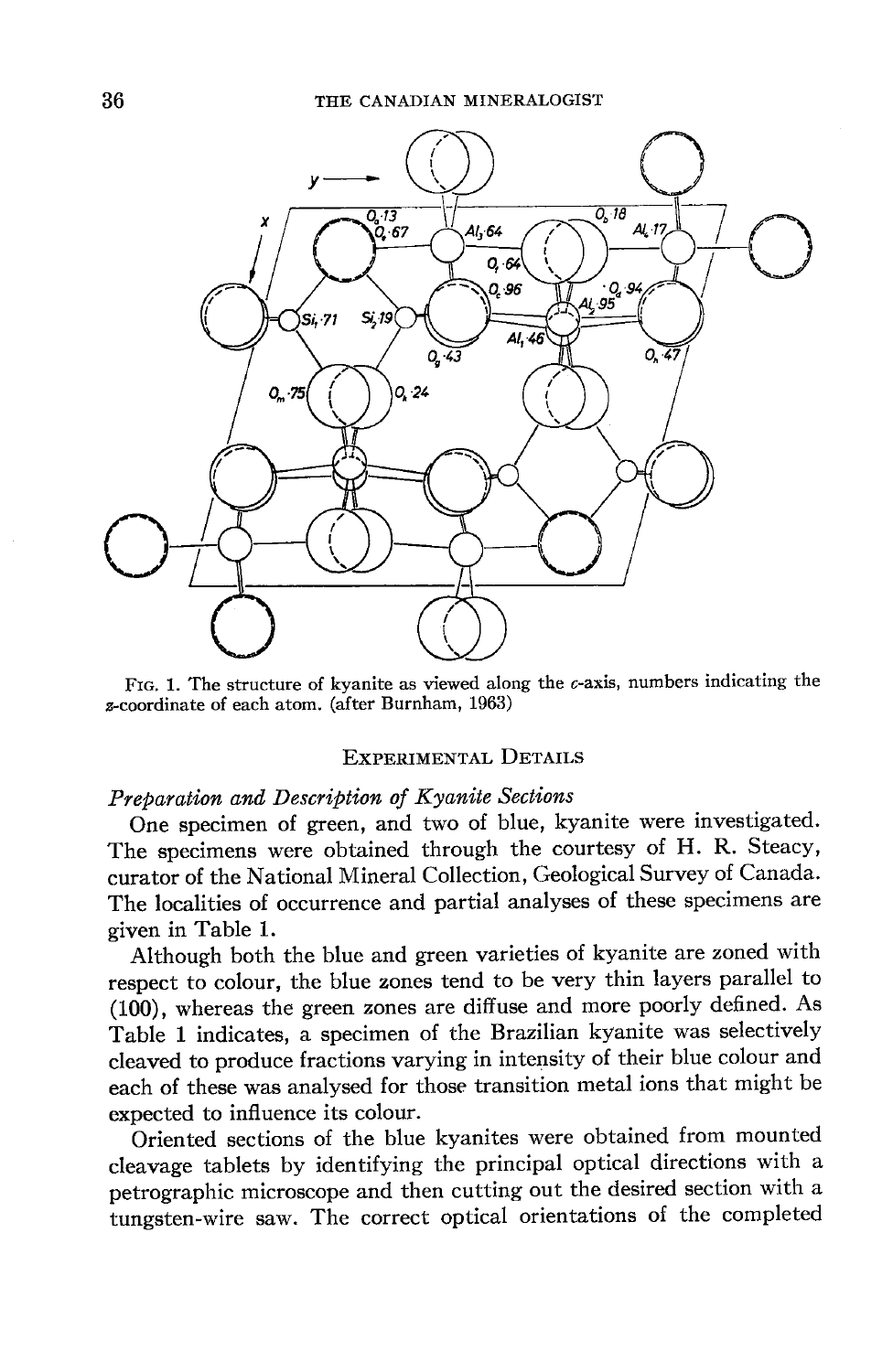FIG. 1. The structure of kyanite as viewed along the $c$-axis, numbers indicating the $z$-coordinate of each atom. (after Burnham, 1963)

## EXPERIMENTAL DETAILS

### *Preparation and Description of Kyanite Sections*

One specimen of green, and two of blue, kyanite were investigated. The specimens were obtained through the courtesy of H. R. Steacy, curator of the National Mineral Collection, Geological Survey of Canada. The localities of occurrence and partial analyses of these specimens are given in Table 1.

Although both the blue and green varieties of kyanite are zoned with respect to colour, the blue zones tend to be very thin layers parallel to (100), whereas the green zones are diffuse and more poorly defined. As Table 1 indicates, a specimen of the Brazilian kyanite was selectively cleaved to produce fractions varying in intensity of their blue colour and each of these was analysed for those transition metal ions that might be expected to influence its colour.

Oriented sections of the blue kyanites were obtained from mounted cleavage tablets by identifying the principal optical directions with a petrographic microscope and then cutting out the desired section with a tungsten-wire saw. The correct optical orientations of the completed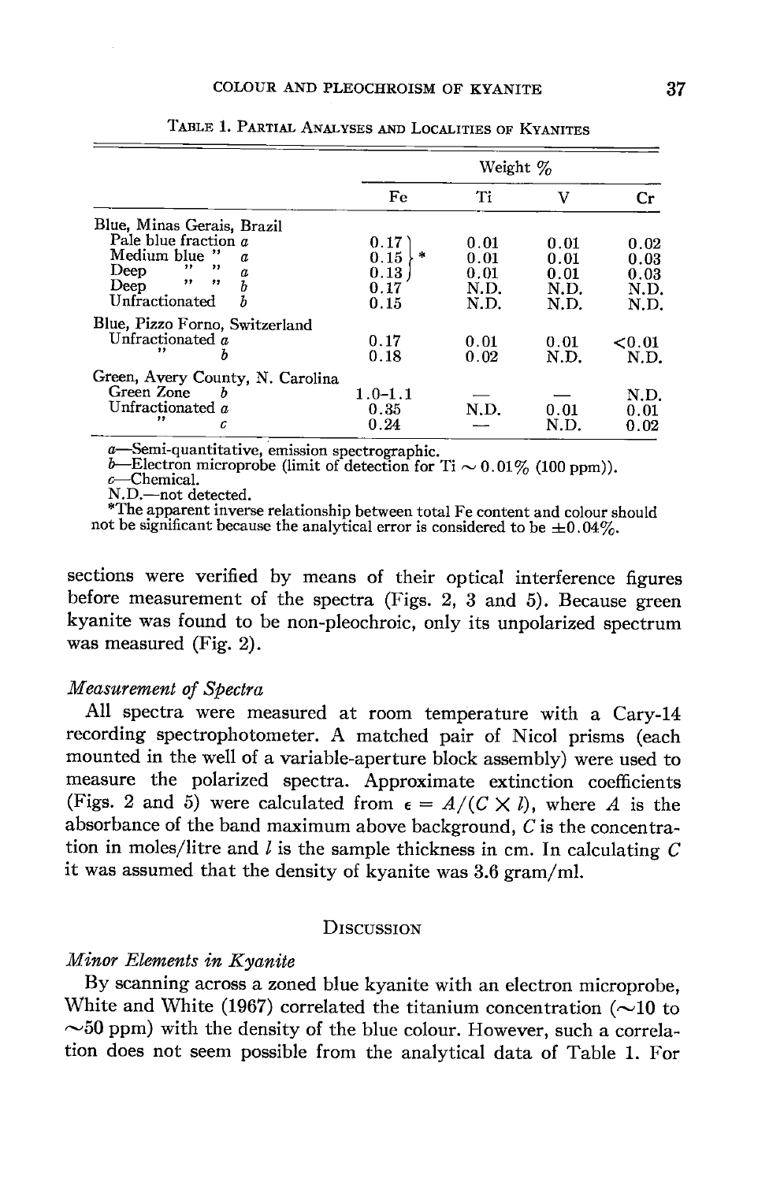Table 1. Partial Analyses and Localities of Kyanites

| | Weight % | | | |
|---|---|---|---|---|
| | Fe | Ti | V | Cr |
| Blue, Minas Gerais, Brazil | | | | |
| Pale blue fraction *a* | 0.17 * | 0.01 | 0.01 | 0.02 |
| Medium blue " *a* | 0.15 * | 0.01 | 0.01 | 0.03 |
| Deep " " *a* | 0.13 * | 0.01 | 0.01 | 0.03 |
| Deep " " *b* | 0.17 | N.D. | N.D. | N.D. |
| Unfractionated *b* | 0.15 | N.D. | N.D. | N.D. |
| Blue, Pizzo Forno, Switzerland | | | | |
| Unfractionated *a* | 0.17 | 0.01 | 0.01 | <0.01 |
| " *b* | 0.18 | 0.02 | N.D. | N.D. |
| Green, Avery County, N. Carolina | | | | |
| Green Zone *b* | 1.0–1.1 | — | — | N.D. |
| Unfractionated *a* | 0.35 | N.D. | 0.01 | 0.01 |
| " *c* | 0.24 | — | N.D. | 0.02 |

*a*—Semi-quantitative, emission spectrographic.
*b*—Electron microprobe (limit of detection for Ti ~ 0.01% (100 ppm)).
*c*—Chemical.
N.D.—not detected.
*The apparent inverse relationship between total Fe content and colour should not be significant because the analytical error is considered to be ±0.04%.

sections were verified by means of their optical interference figures before measurement of the spectra (Figs. 2, 3 and 5). Because green kyanite was found to be non-pleochroic, only its unpolarized spectrum was measured (Fig. 2).

### *Measurement of Spectra*

All spectra were measured at room temperature with a Cary-14 recording spectrophotometer. A matched pair of Nicol prisms (each mounted in the well of a variable-aperture block assembly) were used to measure the polarized spectra. Approximate extinction coefficients (Figs. 2 and 5) were calculated from $\epsilon = A/(C \times l)$, where $A$ is the absorbance of the band maximum above background, $C$ is the concentration in moles/litre and $l$ is the sample thickness in cm. In calculating $C$ it was assumed that the density of kyanite was 3.6 gram/ml.

## Discussion

### *Minor Elements in Kyanite*

By scanning across a zoned blue kyanite with an electron microprobe, White and White (1967) correlated the titanium concentration (~10 to ~50 ppm) with the density of the blue colour. However, such a correlation does not seem possible from the analytical data of Table 1. For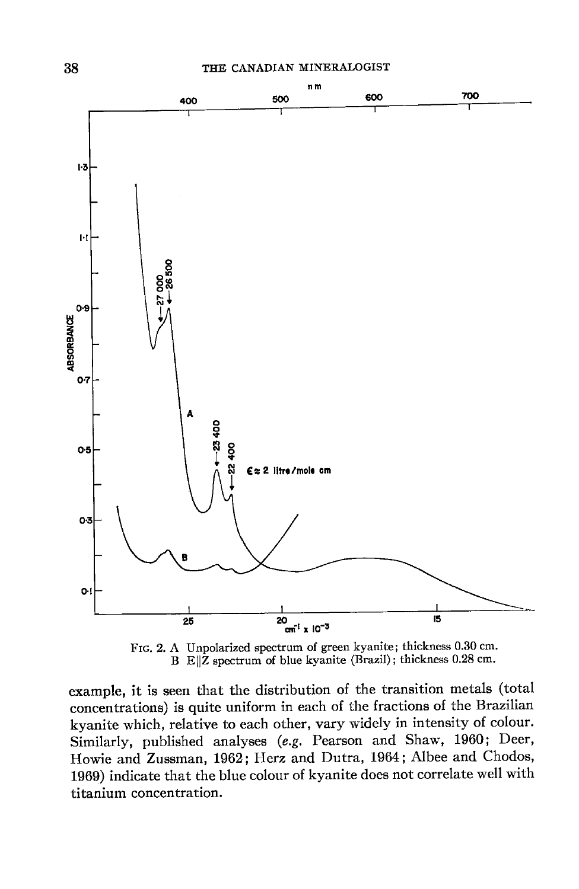FIG. 2. A Unpolarized spectrum of green kyanite; thickness 0.30 cm.
B E||Z spectrum of blue kyanite (Brazil); thickness 0.28 cm.

example, it is seen that the distribution of the transition metals (total concentrations) is quite uniform in each of the fractions of the Brazilian kyanite which, relative to each other, vary widely in intensity of colour. Similarly, published analyses (*e.g.* Pearson and Shaw, 1960; Deer, Howie and Zussman, 1962; Herz and Dutra, 1964; Albee and Chodos, 1969) indicate that the blue colour of kyanite does not correlate well with titanium concentration.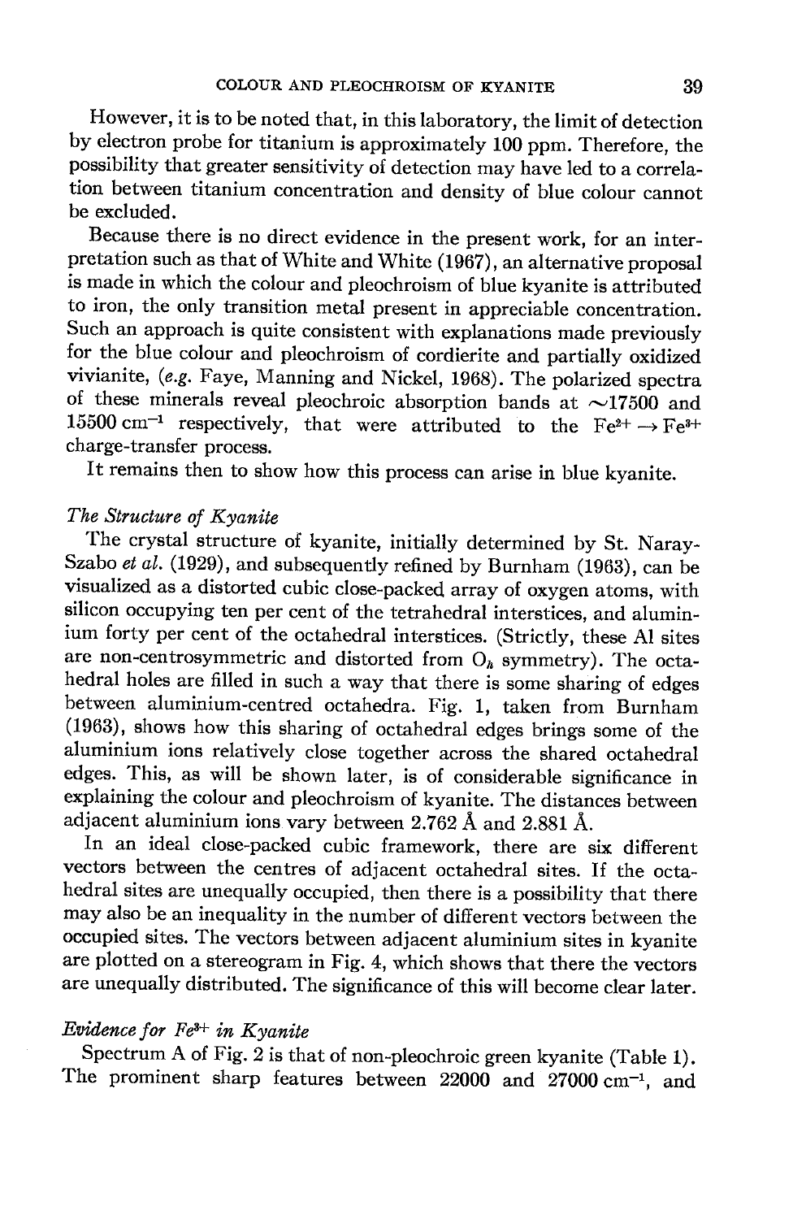However, it is to be noted that, in this laboratory, the limit of detection by electron probe for titanium is approximately 100 ppm. Therefore, the possibility that greater sensitivity of detection may have led to a correlation between titanium concentration and density of blue colour cannot be excluded.

Because there is no direct evidence in the present work, for an interpretation such as that of White and White (1967), an alternative proposal is made in which the colour and pleochroism of blue kyanite is attributed to iron, the only transition metal present in appreciable concentration. Such an approach is quite consistent with explanations made previously for the blue colour and pleochroism of cordierite and partially oxidized vivianite, (*e.g.* Faye, Manning and Nickel, 1968). The polarized spectra of these minerals reveal pleochroic absorption bands at ~17500 and 15500 $cm^{-1}$ respectively, that were attributed to the $Fe^{2+} \rightarrow Fe^{3+}$ charge-transfer process.

It remains then to show how this process can arise in blue kyanite.

### *The Structure of Kyanite*

The crystal structure of kyanite, initially determined by St. Naray-Szabo *et al.* (1929), and subsequently refined by Burnham (1963), can be visualized as a distorted cubic close-packed array of oxygen atoms, with silicon occupying ten per cent of the tetrahedral interstices, and aluminium forty per cent of the octahedral interstices. (Strictly, these Al sites are non-centrosymmetric and distorted from $O_h$ symmetry). The octahedral holes are filled in such a way that there is some sharing of edges between aluminium-centred octahedra. Fig. 1, taken from Burnham (1963), shows how this sharing of octahedral edges brings some of the aluminium ions relatively close together across the shared octahedral edges. This, as will be shown later, is of considerable significance in explaining the colour and pleochroism of kyanite. The distances between adjacent aluminium ions vary between 2.762 Å and 2.881 Å.

In an ideal close-packed cubic framework, there are six different vectors between the centres of adjacent octahedral sites. If the octahedral sites are unequally occupied, then there is a possibility that there may also be an inequality in the number of different vectors between the occupied sites. The vectors between adjacent aluminium sites in kyanite are plotted on a stereogram in Fig. 4, which shows that there the vectors are unequally distributed. The significance of this will become clear later.

### *Evidence for $Fe^{3+}$ in Kyanite*

Spectrum A of Fig. 2 is that of non-pleochroic green kyanite (Table 1). The prominent sharp features between 22000 and 27000 $cm^{-1}$, and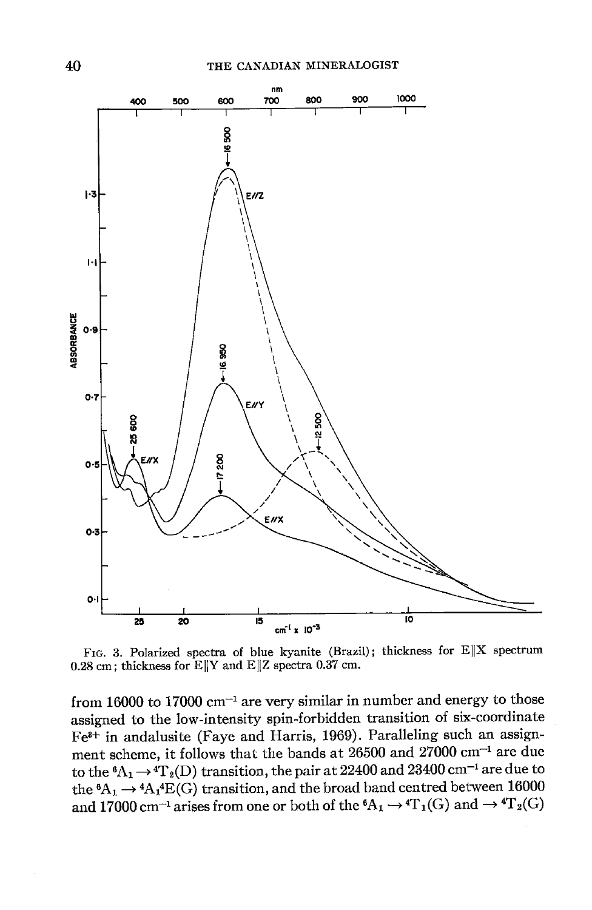FIG. 3. Polarized spectra of blue kyanite (Brazil); thickness for E‖X spectrum 0.28 cm; thickness for E‖Y and E‖Z spectra 0.37 cm.

from 16000 to 17000 $cm^{-1}$ are very similar in number and energy to those assigned to the low-intensity spin-forbidden transition of six-coordinate $Fe^{3+}$ in andalusite (Faye and Harris, 1969). Paralleling such an assignment scheme, it follows that the bands at 26500 and 27000 $cm^{-1}$ are due to the ${}^6A_1 \rightarrow {}^4T_2(D)$ transition, the pair at 22400 and 23400 $cm^{-1}$ are due to the ${}^6A_1 \rightarrow {}^4A_1{}^4E(G)$ transition, and the broad band centred between 16000 and 17000 $cm^{-1}$ arises from one or both of the ${}^6A_1 \rightarrow {}^4T_1(G)$ and $\rightarrow {}^4T_2(G)$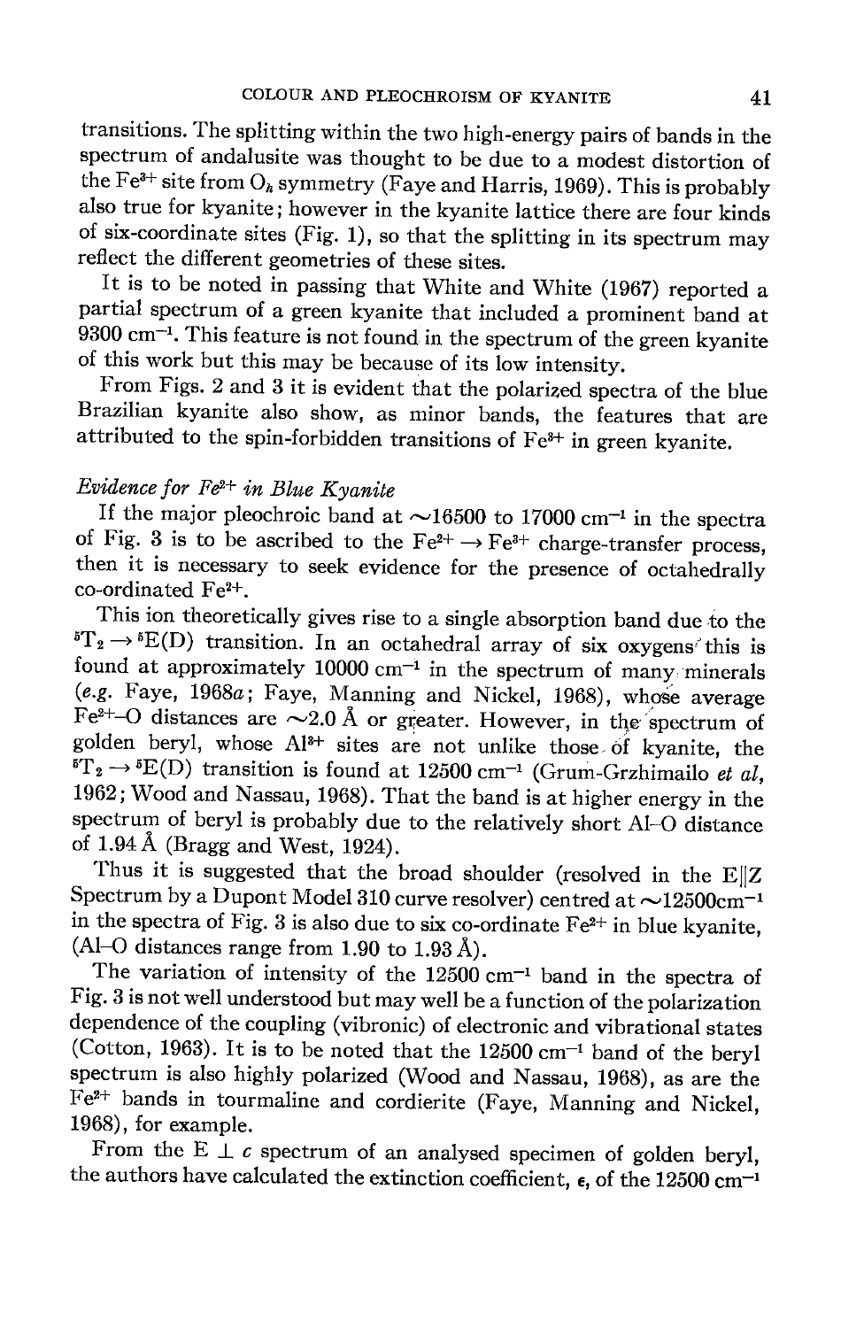transitions. The splitting within the two high-energy pairs of bands in the spectrum of andalusite was thought to be due to a modest distortion of the $Fe^{3+}$ site from $O_h$ symmetry (Faye and Harris, 1969). This is probably also true for kyanite; however in the kyanite lattice there are four kinds of six-coordinate sites (Fig. 1), so that the splitting in its spectrum may reflect the different geometries of these sites.

It is to be noted in passing that White and White (1967) reported a partial spectrum of a green kyanite that included a prominent band at 9300 $cm^{-1}$. This feature is not found in the spectrum of the green kyanite of this work but this may be because of its low intensity.

From Figs. 2 and 3 it is evident that the polarized spectra of the blue Brazilian kyanite also show, as minor bands, the features that are attributed to the spin-forbidden transitions of $Fe^{3+}$ in green kyanite.

### *Evidence for $Fe^{2+}$ in Blue Kyanite*

If the major pleochroic band at ~16500 to 17000 $cm^{-1}$ in the spectra of Fig. 3 is to be ascribed to the $Fe^{2+} \rightarrow Fe^{3+}$ charge-transfer process, then it is necessary to seek evidence for the presence of octahedrally co-ordinated $Fe^{2+}$.

This ion theoretically gives rise to a single absorption band due to the $^5T_2 \rightarrow {}^5E(D)$ transition. In an octahedral array of six oxygens this is found at approximately 10000 $cm^{-1}$ in the spectrum of many minerals (*e.g.* Faye, 1968*a*; Faye, Manning and Nickel, 1968), whose average $Fe^{2+}$–O distances are ~2.0 Å or greater. However, in the spectrum of golden beryl, whose $Al^{3+}$ sites are not unlike those of kyanite, the $^5T_2 \rightarrow {}^5E(D)$ transition is found at 12500 $cm^{-1}$ (Grum-Grzhimailo *et al*, 1962; Wood and Nassau, 1968). That the band is at higher energy in the spectrum of beryl is probably due to the relatively short Al–O distance of 1.94 Å (Bragg and West, 1924).

Thus it is suggested that the broad shoulder (resolved in the E‖Z Spectrum by a Dupont Model 310 curve resolver) centred at ~12500 $cm^{-1}$ in the spectra of Fig. 3 is also due to six co-ordinate $Fe^{2+}$ in blue kyanite, (Al–O distances range from 1.90 to 1.93 Å).

The variation of intensity of the 12500 $cm^{-1}$ band in the spectra of Fig. 3 is not well understood but may well be a function of the polarization dependence of the coupling (vibronic) of electronic and vibrational states (Cotton, 1963). It is to be noted that the 12500 $cm^{-1}$ band of the beryl spectrum is also highly polarized (Wood and Nassau, 1968), as are the $Fe^{2+}$ bands in tourmaline and cordierite (Faye, Manning and Nickel, 1968), for example.

From the E ⊥ *c* spectrum of an analysed specimen of golden beryl, the authors have calculated the extinction coefficient, $\epsilon$, of the 12500 $cm^{-1}$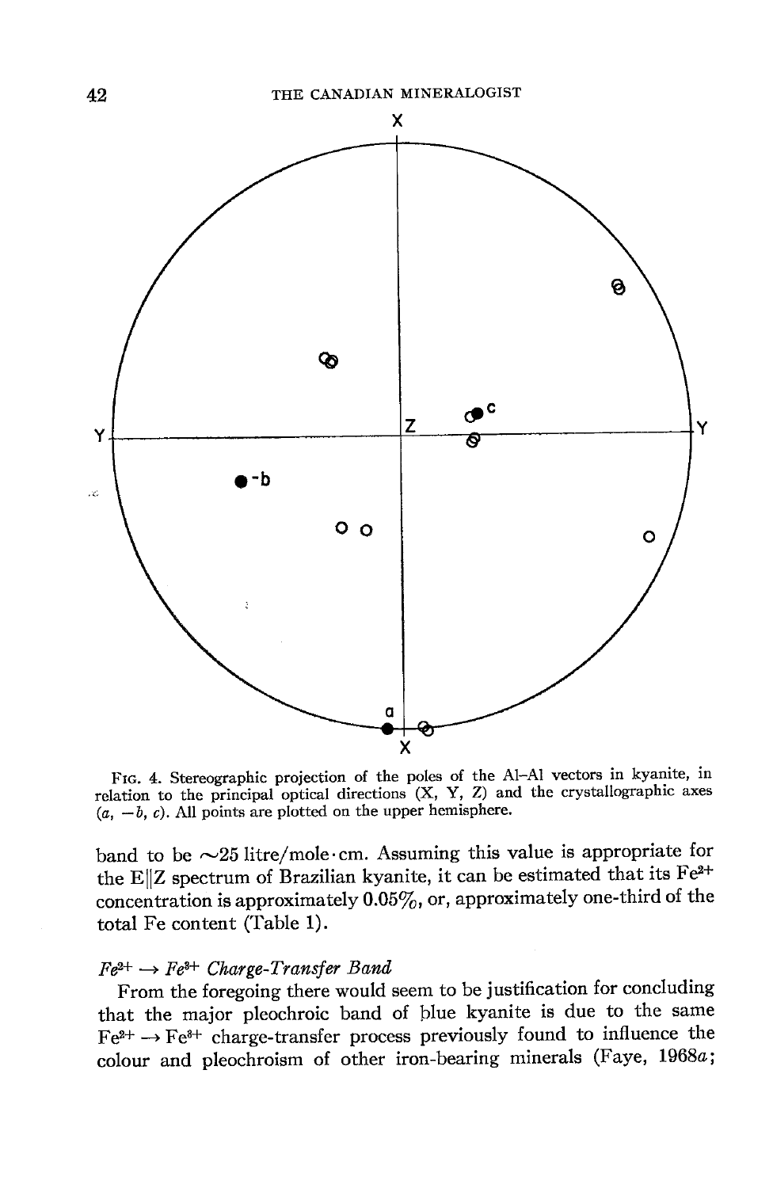FIG. 4. Stereographic projection of the poles of the Al–Al vectors in kyanite, in relation to the principal optical directions (X, Y, Z) and the crystallographic axes ($a$, $-b$, $c$). All points are plotted on the upper hemisphere.

band to be ~25 litre/mole·cm. Assuming this value is appropriate for the E||Z spectrum of Brazilian kyanite, it can be estimated that its $Fe^{2+}$ concentration is approximately 0.05%, or, approximately one-third of the total Fe content (Table 1).

### *$Fe^{2+} \rightarrow Fe^{3+}$ Charge-Transfer Band*

From the foregoing there would seem to be justification for concluding that the major pleochroic band of blue kyanite is due to the same $Fe^{2+} \rightarrow Fe^{3+}$ charge-transfer process previously found to influence the colour and pleochroism of other iron-bearing minerals (Faye, 1968*a*;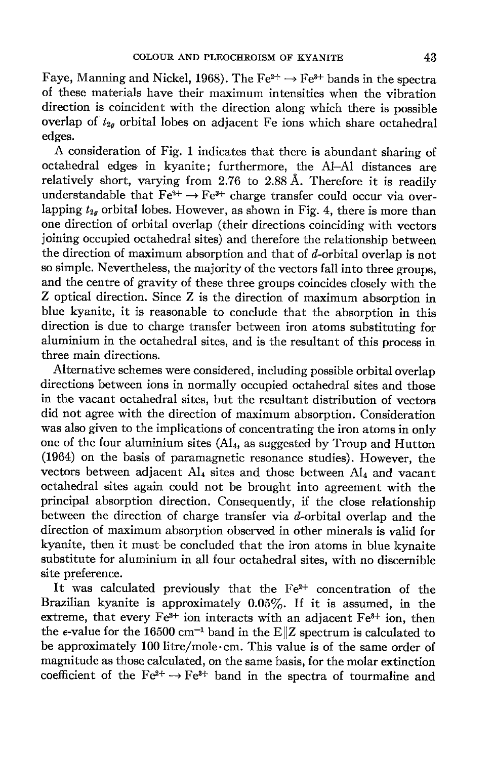Faye, Manning and Nickel, 1968). The $Fe^{2+} \rightarrow Fe^{3+}$ bands in the spectra of these materials have their maximum intensities when the vibration direction is coincident with the direction along which there is possible overlap of $t_{2g}$ orbital lobes on adjacent Fe ions which share octahedral edges.

A consideration of Fig. 1 indicates that there is abundant sharing of octahedral edges in kyanite; furthermore, the Al–Al distances are relatively short, varying from 2.76 to 2.88 Å. Therefore it is readily understandable that $Fe^{2+} \rightarrow Fe^{3+}$ charge transfer could occur via overlapping $t_{2g}$ orbital lobes. However, as shown in Fig. 4, there is more than one direction of orbital overlap (their directions coinciding with vectors joining occupied octahedral sites) and therefore the relationship between the direction of maximum absorption and that of $d$-orbital overlap is not so simple. Nevertheless, the majority of the vectors fall into three groups, and the centre of gravity of these three groups coincides closely with the Z optical direction. Since Z is the direction of maximum absorption in blue kyanite, it is reasonable to conclude that the absorption in this direction is due to charge transfer between iron atoms substituting for aluminium in the octahedral sites, and is the resultant of this process in three main directions.

Alternative schemes were considered, including possible orbital overlap directions between ions in normally occupied octahedral sites and those in the vacant octahedral sites, but the resultant distribution of vectors did not agree with the direction of maximum absorption. Consideration was also given to the implications of concentrating the iron atoms in only one of the four aluminium sites ($Al_4$, as suggested by Troup and Hutton (1964) on the basis of paramagnetic resonance studies). However, the vectors between adjacent $Al_4$ sites and those between $Al_4$ and vacant octahedral sites again could not be brought into agreement with the principal absorption direction. Consequently, if the close relationship between the direction of charge transfer via $d$-orbital overlap and the direction of maximum absorption observed in other minerals is valid for kyanite, then it must be concluded that the iron atoms in blue kynaite substitute for aluminium in all four octahedral sites, with no discernible site preference.

It was calculated previously that the $Fe^{2+}$ concentration of the Brazilian kyanite is approximately 0.05%. If it is assumed, in the extreme, that every $Fe^{2+}$ ion interacts with an adjacent $Fe^{3+}$ ion, then the $\epsilon$-value for the 16500 $cm^{-1}$ band in the $E \| Z$ spectrum is calculated to be approximately 100 litre/mole·cm. This value is of the same order of magnitude as those calculated, on the same basis, for the molar extinction coefficient of the $Fe^{2+} \rightarrow Fe^{3+}$ band in the spectra of tourmaline and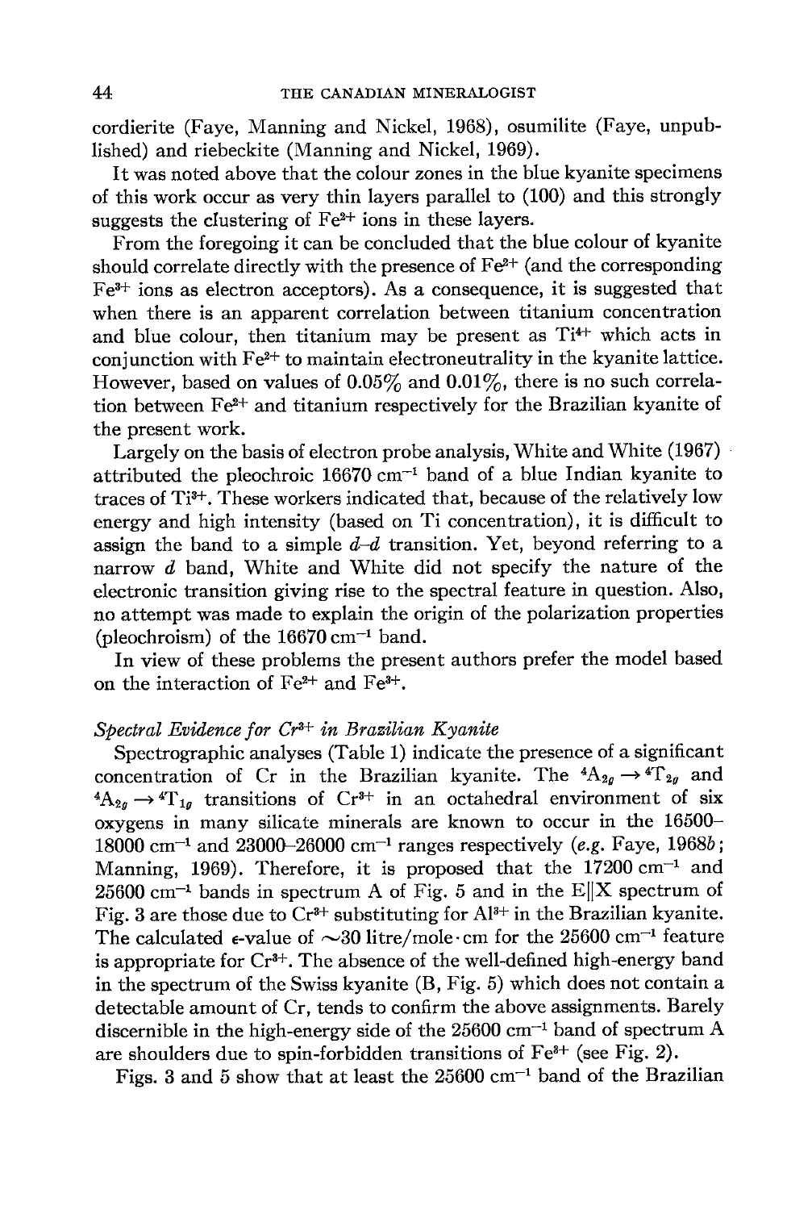cordierite (Faye, Manning and Nickel, 1968), osumilite (Faye, unpublished) and riebeckite (Manning and Nickel, 1969).

It was noted above that the colour zones in the blue kyanite specimens of this work occur as very thin layers parallel to (100) and this strongly suggests the clustering of $Fe^{2+}$ ions in these layers.

From the foregoing it can be concluded that the blue colour of kyanite should correlate directly with the presence of $Fe^{2+}$ (and the corresponding $Fe^{3+}$ ions as electron acceptors). As a consequence, it is suggested that when there is an apparent correlation between titanium concentration and blue colour, then titanium may be present as $Ti^{4+}$ which acts in conjunction with $Fe^{2+}$ to maintain electroneutrality in the kyanite lattice. However, based on values of 0.05% and 0.01%, there is no such correlation between $Fe^{2+}$ and titanium respectively for the Brazilian kyanite of the present work.

Largely on the basis of electron probe analysis, White and White (1967) attributed the pleochroic 16670 $cm^{-1}$ band of a blue Indian kyanite to traces of $Ti^{3+}$. These workers indicated that, because of the relatively low energy and high intensity (based on Ti concentration), it is difficult to assign the band to a simple *d–d* transition. Yet, beyond referring to a narrow *d* band, White and White did not specify the nature of the electronic transition giving rise to the spectral feature in question. Also, no attempt was made to explain the origin of the polarization properties (pleochroism) of the 16670 $cm^{-1}$ band.

In view of these problems the present authors prefer the model based on the interaction of $Fe^{2+}$ and $Fe^{3+}$.

### *Spectral Evidence for $Cr^{3+}$ in Brazilian Kyanite*

Spectrographic analyses (Table 1) indicate the presence of a significant concentration of Cr in the Brazilian kyanite. The ${}^4A_{2g} \rightarrow {}^4T_{2g}$ and ${}^4A_{2g} \rightarrow {}^4T_{1g}$ transitions of $Cr^{3+}$ in an octahedral environment of six oxygens in many silicate minerals are known to occur in the 16500–18000 $cm^{-1}$ and 23000–26000 $cm^{-1}$ ranges respectively (*e.g.* Faye, 1968*b*; Manning, 1969). Therefore, it is proposed that the 17200 $cm^{-1}$ and 25600 $cm^{-1}$ bands in spectrum A of Fig. 5 and in the E‖X spectrum of Fig. 3 are those due to $Cr^{3+}$ substituting for $Al^{3+}$ in the Brazilian kyanite. The calculated $\epsilon$-value of ~30 litre/mole·cm for the 25600 $cm^{-1}$ feature is appropriate for $Cr^{3+}$. The absence of the well-defined high-energy band in the spectrum of the Swiss kyanite (B, Fig. 5) which does not contain a detectable amount of Cr, tends to confirm the above assignments. Barely discernible in the high-energy side of the 25600 $cm^{-1}$ band of spectrum A are shoulders due to spin-forbidden transitions of $Fe^{3+}$ (see Fig. 2).

Figs. 3 and 5 show that at least the 25600 $cm^{-1}$ band of the Brazilian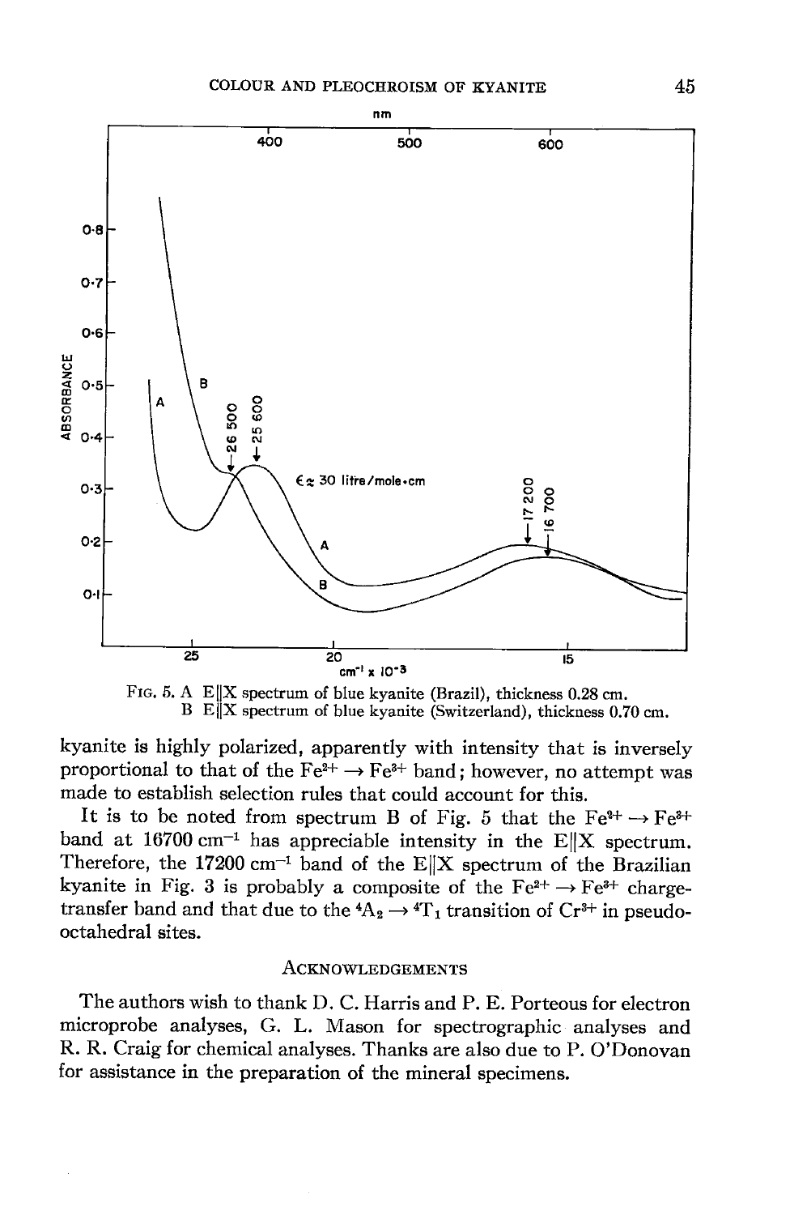FIG. 5. A E||X spectrum of blue kyanite (Brazil), thickness 0.28 cm.
B E||X spectrum of blue kyanite (Switzerland), thickness 0.70 cm.

kyanite is highly polarized, apparently with intensity that is inversely proportional to that of the $Fe^{2+} \rightarrow Fe^{3+}$ band; however, no attempt was made to establish selection rules that could account for this.

It is to be noted from spectrum B of Fig. 5 that the $Fe^{2+} \rightarrow Fe^{3+}$ band at 16700 $cm^{-1}$ has appreciable intensity in the E||X spectrum. Therefore, the 17200 $cm^{-1}$ band of the E||X spectrum of the Brazilian kyanite in Fig. 3 is probably a composite of the $Fe^{2+} \rightarrow Fe^{3+}$ charge-transfer band and that due to the ${}^4A_2 \rightarrow {}^4T_1$ transition of $Cr^{3+}$ in pseudo-octahedral sites.

## ACKNOWLEDGEMENTS

The authors wish to thank D. C. Harris and P. E. Porteous for electron microprobe analyses, G. L. Mason for spectrographic analyses and R. R. Craig for chemical analyses. Thanks are also due to P. O'Donovan for assistance in the preparation of the mineral specimens.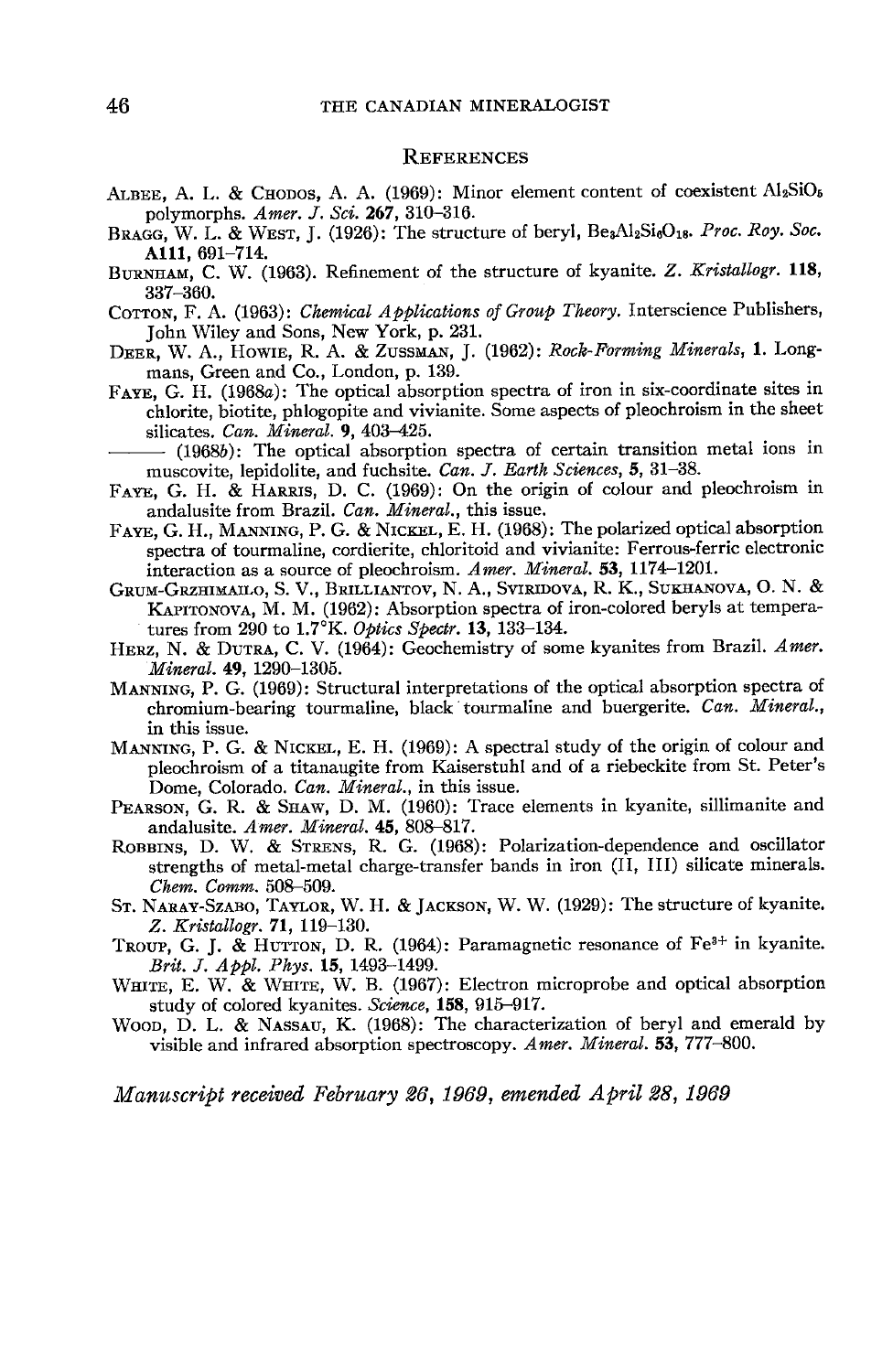## References

ALBEE, A. L. & CHODOS, A. A. (1969): Minor element content of coexistent $Al_2SiO_5$ polymorphs. *Amer. J. Sci.* **267**, 310–316.

BRAGG, W. L. & WEST, J. (1926): The structure of beryl, $Be_3Al_2Si_6O_{18}$. *Proc. Roy. Soc.* **A111**, 691–714.

BURNHAM, C. W. (1963). Refinement of the structure of kyanite. *Z. Kristallogr.* **118**, 337–360.

COTTON, F. A. (1963): *Chemical Applications of Group Theory.* Interscience Publishers, John Wiley and Sons, New York, p. 231.

DEER, W. A., HOWIE, R. A. & ZUSSMAN, J. (1962): *Rock-Forming Minerals*, **1**. Longmans, Green and Co., London, p. 139.

FAYE, G. H. (1968*a*): The optical absorption spectra of iron in six-coordinate sites in chlorite, biotite, phlogopite and vivianite. Some aspects of pleochroism in the sheet silicates. *Can. Mineral.* **9**, 403–425.

——— (1968*b*): The optical absorption spectra of certain transition metal ions in muscovite, lepidolite, and fuchsite. *Can. J. Earth Sciences*, **5**, 31–38.

FAYE, G. H. & HARRIS, D. C. (1969): On the origin of colour and pleochroism in andalusite from Brazil. *Can. Mineral.*, this issue.

FAYE, G. H., MANNING, P. G. & NICKEL, E. H. (1968): The polarized optical absorption spectra of tourmaline, cordierite, chloritoid and vivianite: Ferrous-ferric electronic interaction as a source of pleochroism. *Amer. Mineral.* **53**, 1174–1201.

GRUM-GRZHIMAILO, S. V., BRILLIANTOV, N. A., SVIRIDOVA, R. K., SUKHANOVA, O. N. & KAPITONOVA, M. M. (1962): Absorption spectra of iron-colored beryls at temperatures from 290 to 1.7°K. *Optics Spectr.* **13**, 133–134.

HERZ, N. & DUTRA, C. V. (1964): Geochemistry of some kyanites from Brazil. *Amer. Mineral.* **49**, 1290–1305.

MANNING, P. G. (1969): Structural interpretations of the optical absorption spectra of chromium-bearing tourmaline, black tourmaline and buergerite. *Can. Mineral.*, in this issue.

MANNING, P. G. & NICKEL, E. H. (1969): A spectral study of the origin of colour and pleochroism of a titanaugite from Kaiserstuhl and of a riebeckite from St. Peter's Dome, Colorado. *Can. Mineral.*, in this issue.

PEARSON, G. R. & SHAW, D. M. (1960): Trace elements in kyanite, sillimanite and andalusite. *Amer. Mineral.* **45**, 808–817.

ROBBINS, D. W. & STRENS, R. G. (1968): Polarization-dependence and oscillator strengths of metal-metal charge-transfer bands in iron (II, III) silicate minerals. *Chem. Comm.* 508–509.

ST. NARAY-SZABO, TAYLOR, W. H. & JACKSON, W. W. (1929): The structure of kyanite. *Z. Kristallogr.* **71**, 119–130.

TROUP, G. J. & HUTTON, D. R. (1964): Paramagnetic resonance of $Fe^{3+}$ in kyanite. *Brit. J. Appl. Phys.* **15**, 1493–1499.

WHITE, E. W. & WHITE, W. B. (1967): Electron microprobe and optical absorption study of colored kyanites. *Science*, **158**, 915–917.

WOOD, D. L. & NASSAU, K. (1968): The characterization of beryl and emerald by visible and infrared absorption spectroscopy. *Amer. Mineral.* **53**, 777–800.

*Manuscript received February 26, 1969, emended April 28, 1969*